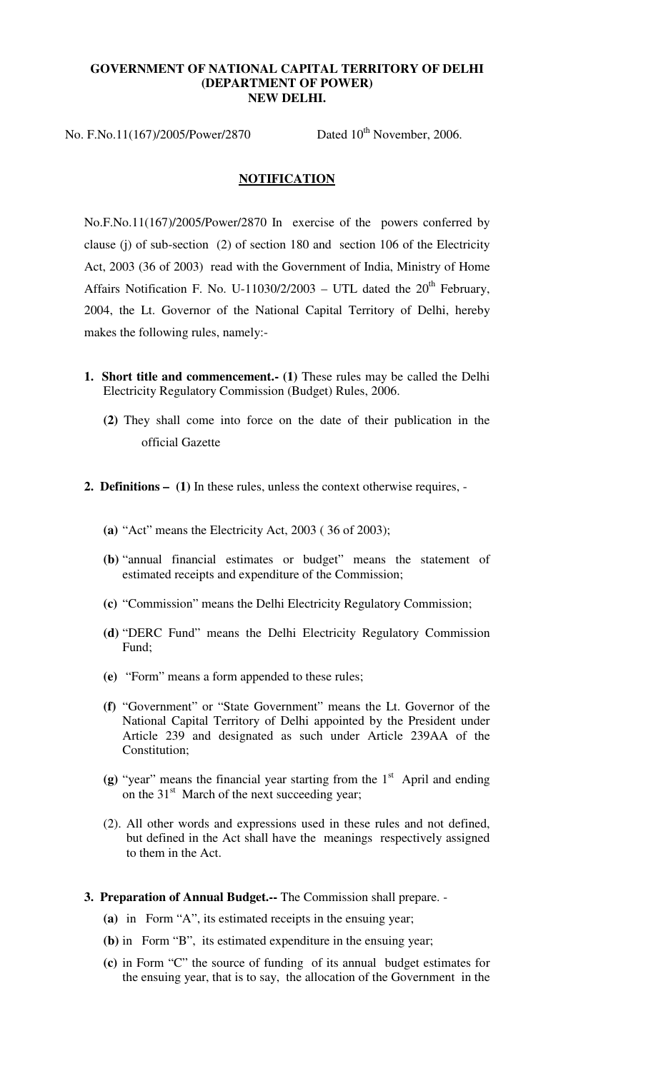**GOVERNMENT OF NATIONAL CAPITAL TERRITORY OF DELHI**
**(DEPARTMENT OF POWER)**
**NEW DELHI.**

No. F.No.11(167)/2005/Power/2870 Dated 10th November, 2006.

## NOTIFICATION

No.F.No.11(167)/2005/Power/2870 In exercise of the powers conferred by clause (j) of sub-section (2) of section 180 and section 106 of the Electricity Act, 2003 (36 of 2003) read with the Government of India, Ministry of Home Affairs Notification F. No. U-11030/2/2003 – UTL dated the 20th February, 2004, the Lt. Governor of the National Capital Territory of Delhi, hereby makes the following rules, namely:-

1. **Short title and commencement.- (1)** These rules may be called the Delhi Electricity Regulatory Commission (Budget) Rules, 2006.

   **(2)** They shall come into force on the date of their publication in the official Gazette

2. **Definitions – (1)** In these rules, unless the context otherwise requires, -

   **(a)** "Act" means the Electricity Act, 2003 ( 36 of 2003);

   **(b)** "annual financial estimates or budget" means the statement of estimated receipts and expenditure of the Commission;

   **(c)** "Commission" means the Delhi Electricity Regulatory Commission;

   **(d)** "DERC Fund" means the Delhi Electricity Regulatory Commission Fund;

   **(e)** "Form" means a form appended to these rules;

   **(f)** "Government" or "State Government" means the Lt. Governor of the National Capital Territory of Delhi appointed by the President under Article 239 and designated as such under Article 239AA of the Constitution;

   **(g)** "year" means the financial year starting from the 1st April and ending on the 31st March of the next succeeding year;

   (2). All other words and expressions used in these rules and not defined, but defined in the Act shall have the meanings respectively assigned to them in the Act.

3. **Preparation of Annual Budget.--** The Commission shall prepare. -

   **(a)** in Form "A", its estimated receipts in the ensuing year;

   **(b)** in Form "B", its estimated expenditure in the ensuing year;

   **(c)** in Form "C" the source of funding of its annual budget estimates for the ensuing year, that is to say, the allocation of the Government in the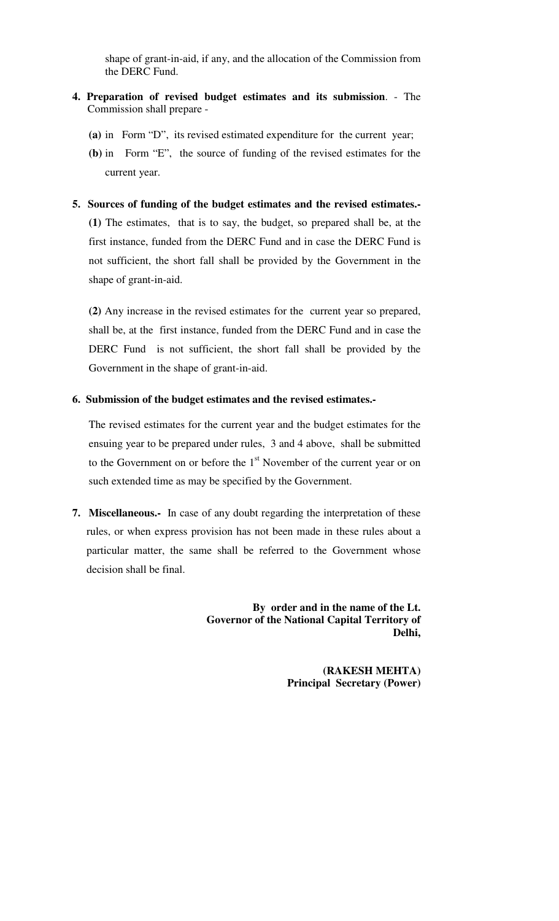shape of grant-in-aid, if any, and the allocation of the Commission from the DERC Fund.

4. **Preparation of revised budget estimates and its submission**. - The Commission shall prepare -

   **(a)** in Form "D", its revised estimated expenditure for the current year;

   **(b)** in Form "E", the source of funding of the revised estimates for the current year.

5. **Sources of funding of the budget estimates and the revised estimates.-**

   **(1)** The estimates, that is to say, the budget, so prepared shall be, at the first instance, funded from the DERC Fund and in case the DERC Fund is not sufficient, the short fall shall be provided by the Government in the shape of grant-in-aid.

   **(2)** Any increase in the revised estimates for the current year so prepared, shall be, at the first instance, funded from the DERC Fund and in case the DERC Fund is not sufficient, the short fall shall be provided by the Government in the shape of grant-in-aid.

6. **Submission of the budget estimates and the revised estimates.-**

   The revised estimates for the current year and the budget estimates for the ensuing year to be prepared under rules, 3 and 4 above, shall be submitted to the Government on or before the 1st November of the current year or on such extended time as may be specified by the Government.

7. **Miscellaneous.-** In case of any doubt regarding the interpretation of these rules, or when express provision has not been made in these rules about a particular matter, the same shall be referred to the Government whose decision shall be final.

**By order and in the name of the Lt. Governor of the National Capital Territory of Delhi,**

**(RAKESH MEHTA)**
**Principal Secretary (Power)**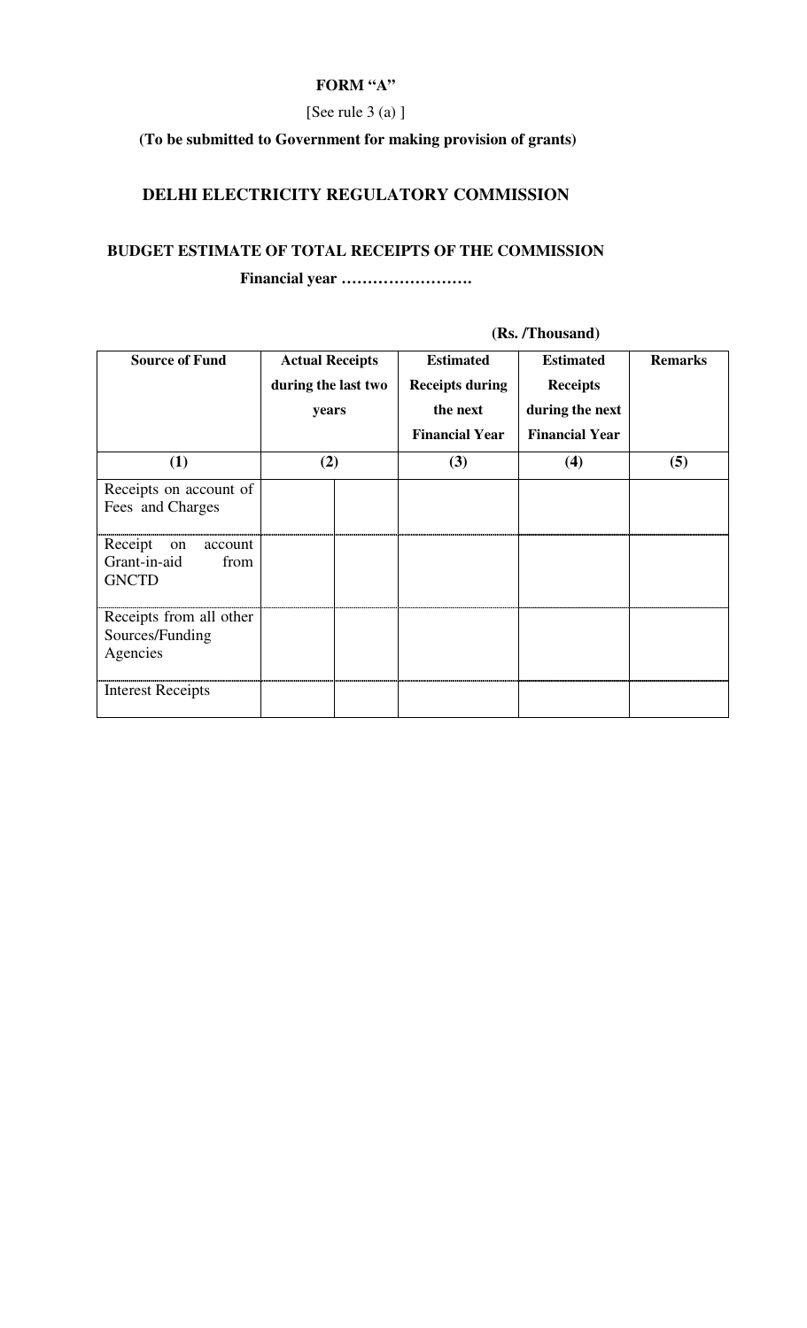**FORM "A"**

[See rule 3 (a) ]

**(To be submitted to Government for making provision of grants)**

## DELHI ELECTRICITY REGULATORY COMMISSION

### BUDGET ESTIMATE OF TOTAL RECEIPTS OF THE COMMISSION

**Financial year …………………….**

**(Rs. /Thousand)**

| Source of Fund | Actual Receipts during the last two years | | Estimated Receipts during the next Financial Year | Estimated Receipts during the next Financial Year | Remarks |
|---|---|---|---|---|---|
| (1) | (2) | | (3) | (4) | (5) |
| Receipts on account of Fees and Charges | | | | | |
| Receipt on account Grant-in-aid from GNCTD | | | | | |
| Receipts from all other Sources/Funding Agencies | | | | | |
| Interest Receipts | | | | | |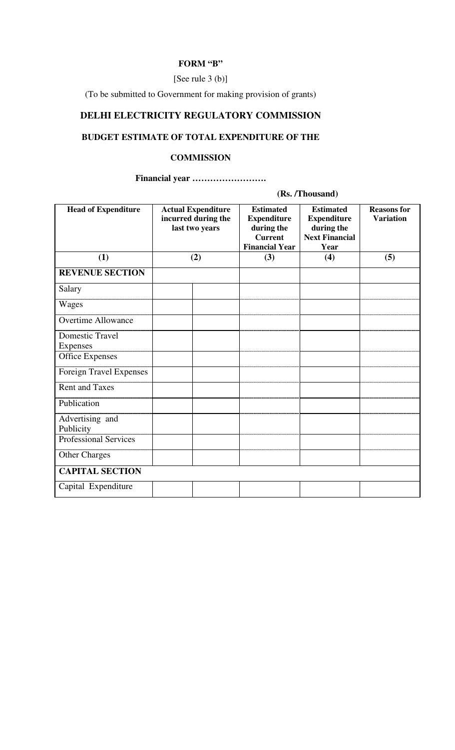**FORM "B"**

[See rule 3 (b)]

(To be submitted to Government for making provision of grants)

## DELHI ELECTRICITY REGULATORY COMMISSION

## BUDGET ESTIMATE OF TOTAL EXPENDITURE OF THE COMMISSION

**Financial year …………………….**

**(Rs. /Thousand)**

| Head of Expenditure | Actual Expenditure incurred during the last two years | | Estimated Expenditure during the Current Financial Year | Estimated Expenditure during the Next Financial Year | Reasons for Variation |
|---|---|---|---|---|---|
| (1) | (2) | | (3) | (4) | (5) |
| **REVENUE SECTION** | | | | | |
| Salary | | | | | |
| Wages | | | | | |
| Overtime Allowance | | | | | |
| Domestic Travel Expenses | | | | | |
| Office Expenses | | | | | |
| Foreign Travel Expenses | | | | | |
| Rent and Taxes | | | | | |
| Publication | | | | | |
| Advertising and Publicity | | | | | |
| Professional Services | | | | | |
| Other Charges | | | | | |
| **CAPITAL SECTION** | | | | | |
| Capital Expenditure | | | | | |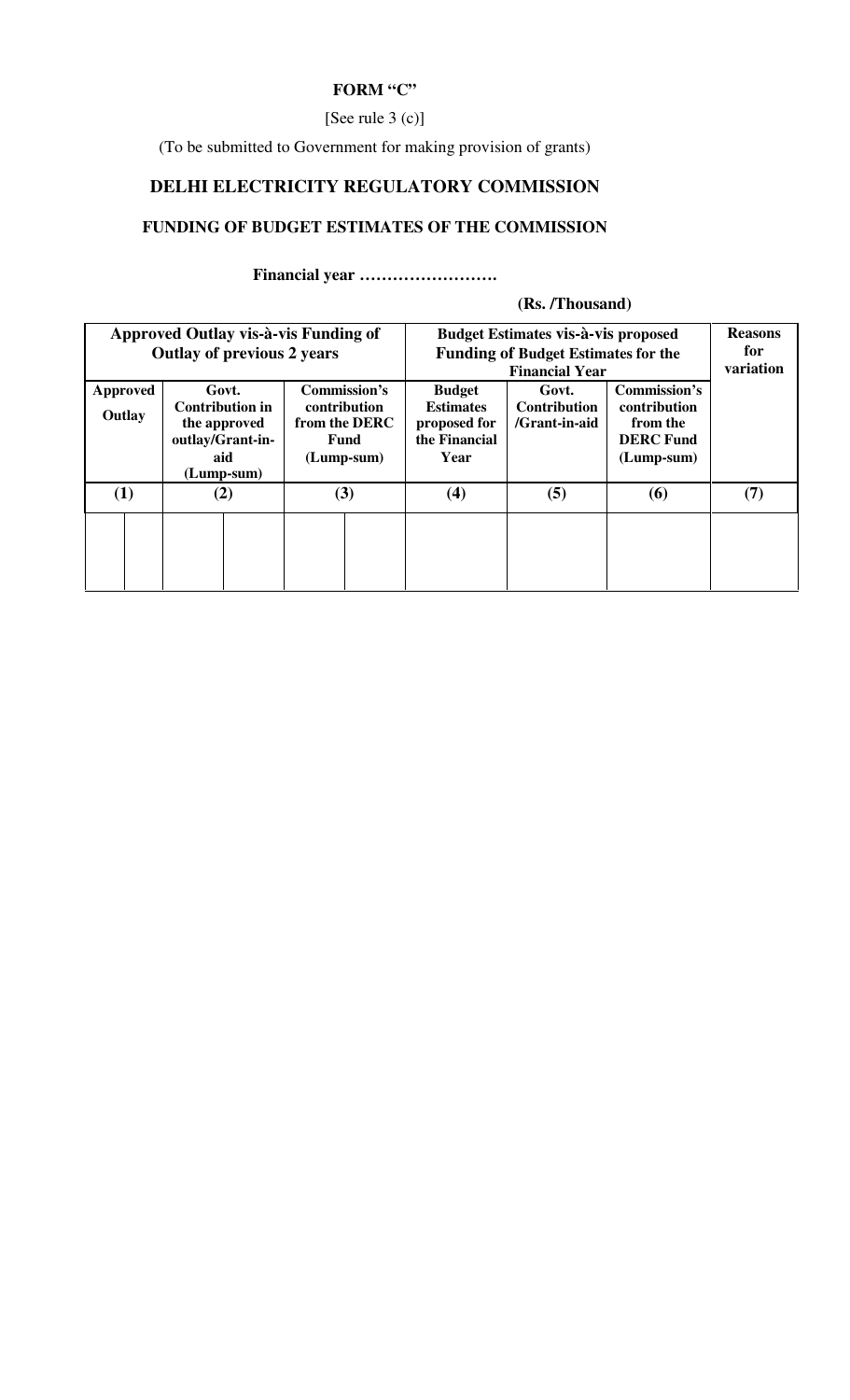**FORM "C"**

[See rule 3 (c)]

(To be submitted to Government for making provision of grants)

## DELHI ELECTRICITY REGULATORY COMMISSION

### FUNDING OF BUDGET ESTIMATES OF THE COMMISSION

**Financial year …………………….**

**(Rs. /Thousand)**

| Approved Outlay vis-à-vis Funding of Outlay of previous 2 years | | | Budget Estimates vis-à-vis proposed Funding of Budget Estimates for the Financial Year | | | Reasons for variation |
|---|---|---|---|---|---|---|
| Approved Outlay | Govt. Contribution in the approved outlay/Grant-in-aid (Lump-sum) | Commission's contribution from the DERC Fund (Lump-sum) | Budget Estimates proposed for the Financial Year | Govt. Contribution /Grant-in-aid | Commission's contribution from the DERC Fund (Lump-sum) | |
| (1) | (2) | (3) | (4) | (5) | (6) | (7) |
| | | | | | | |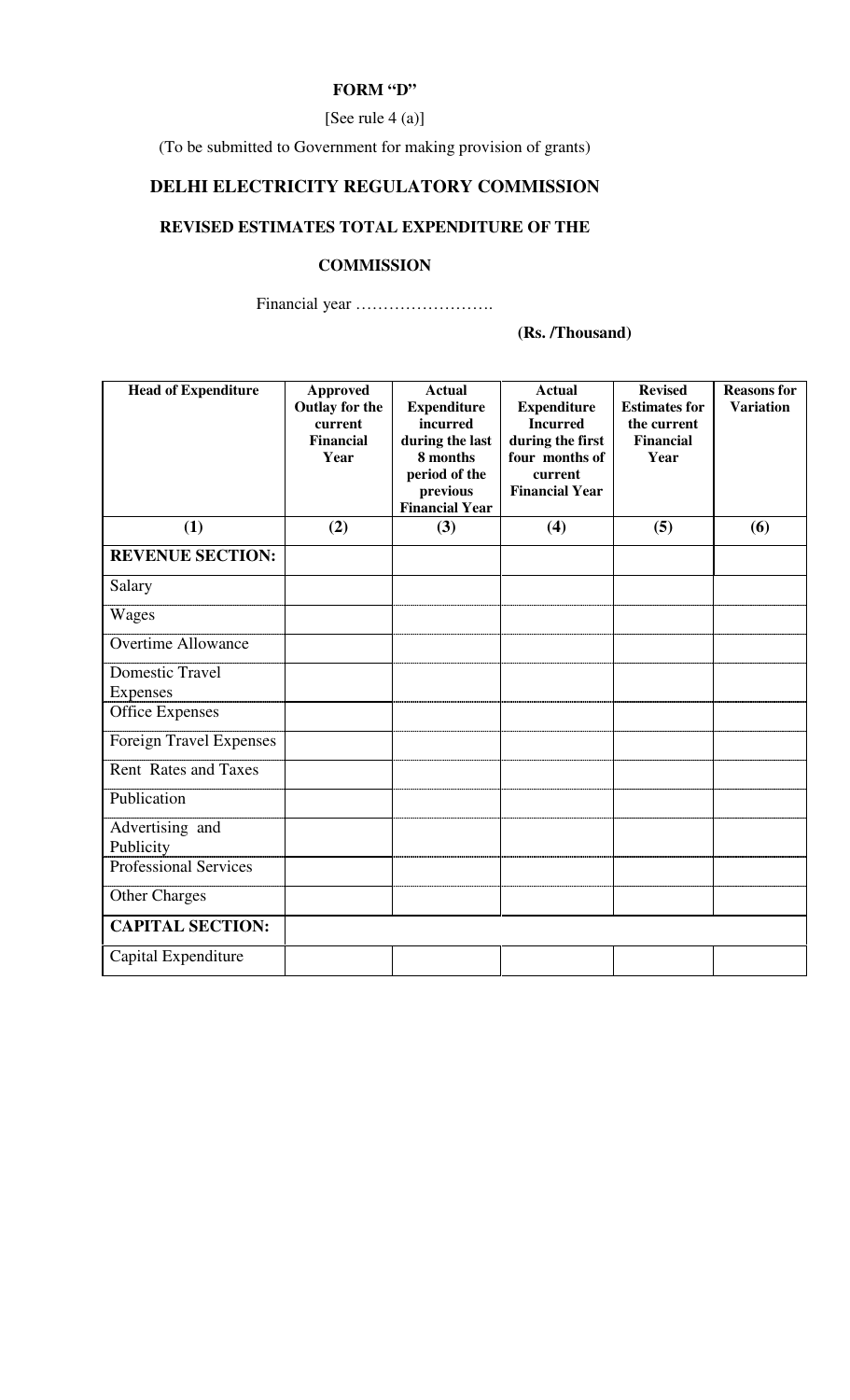**FORM "D"**

[See rule 4 (a)]

(To be submitted to Government for making provision of grants)

## DELHI ELECTRICITY REGULATORY COMMISSION

### REVISED ESTIMATES TOTAL EXPENDITURE OF THE COMMISSION

Financial year …………………….

**(Rs. /Thousand)**

| Head of Expenditure | Approved Outlay for the current Financial Year | Actual Expenditure incurred during the last 8 months period of the previous Financial Year | Actual Expenditure Incurred during the first four months of current Financial Year | Revised Estimates for the current Financial Year | Reasons for Variation |
|---|---|---|---|---|---|
| (1) | (2) | (3) | (4) | (5) | (6) |
| **REVENUE SECTION:** | | | | | |
| Salary | | | | | |
| Wages | | | | | |
| Overtime Allowance | | | | | |
| Domestic Travel Expenses | | | | | |
| Office Expenses | | | | | |
| Foreign Travel Expenses | | | | | |
| Rent Rates and Taxes | | | | | |
| Publication | | | | | |
| Advertising and Publicity | | | | | |
| Professional Services | | | | | |
| Other Charges | | | | | |
| **CAPITAL SECTION:** | | | | | |
| Capital Expenditure | | | | | |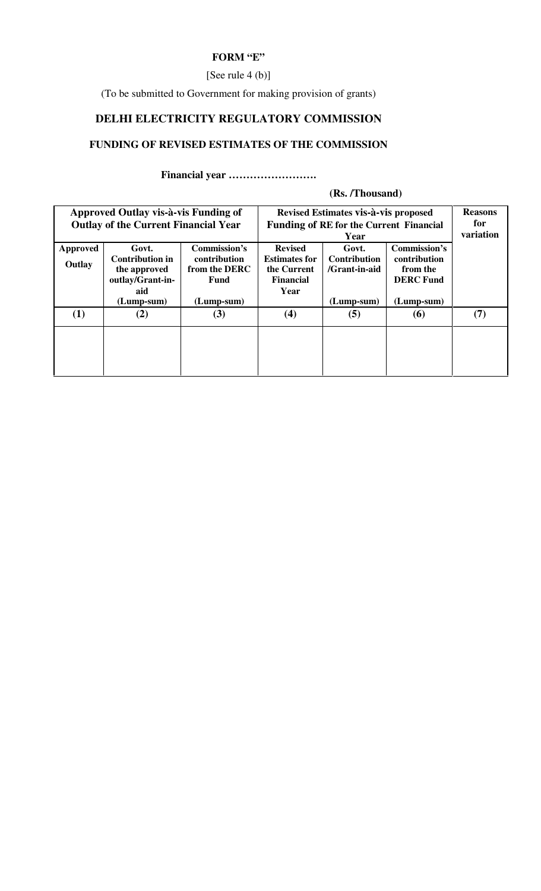**FORM "E"**

[See rule 4 (b)]

(To be submitted to Government for making provision of grants)

## DELHI ELECTRICITY REGULATORY COMMISSION

### FUNDING OF REVISED ESTIMATES OF THE COMMISSION

**Financial year …………………….**

**(Rs. /Thousand)**

| Approved Outlay vis-à-vis Funding of Outlay of the Current Financial Year | | | Revised Estimates vis-à-vis proposed Funding of RE for the Current Financial Year | | | Reasons for variation |
|---|---|---|---|---|---|---|
| Approved Outlay | Govt. Contribution in the approved outlay/Grant-in-aid (Lump-sum) | Commission's contribution from the DERC Fund (Lump-sum) | Revised Estimates for the Current Financial Year | Govt. Contribution /Grant-in-aid (Lump-sum) | Commission's contribution from the DERC Fund (Lump-sum) | |
| (1) | (2) | (3) | (4) | (5) | (6) | (7) |
| | | | | | | |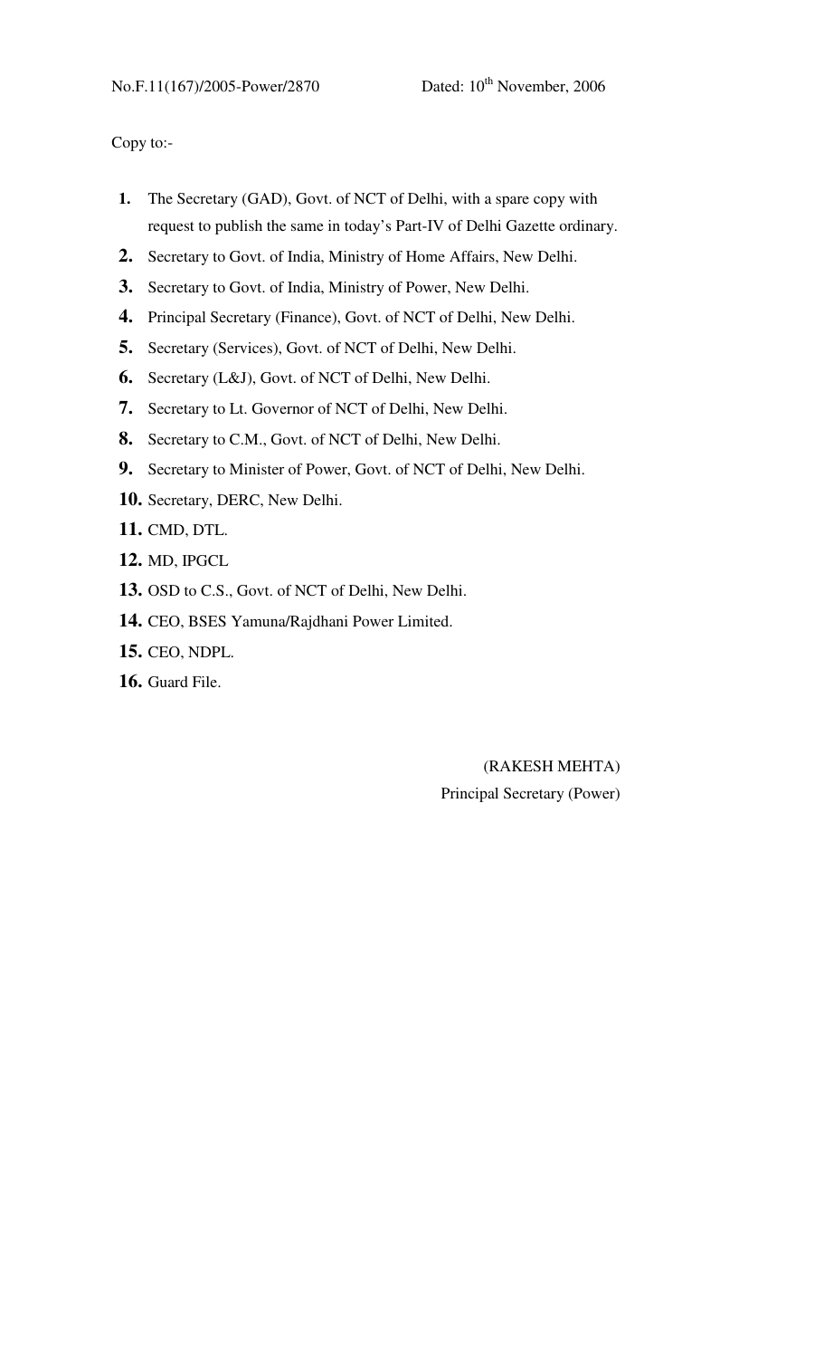No.F.11(167)/2005-Power/2870 Dated: 10th November, 2006

Copy to:-

1. The Secretary (GAD), Govt. of NCT of Delhi, with a spare copy with request to publish the same in today's Part-IV of Delhi Gazette ordinary.
2. Secretary to Govt. of India, Ministry of Home Affairs, New Delhi.
3. Secretary to Govt. of India, Ministry of Power, New Delhi.
4. Principal Secretary (Finance), Govt. of NCT of Delhi, New Delhi.
5. Secretary (Services), Govt. of NCT of Delhi, New Delhi.
6. Secretary (L&J), Govt. of NCT of Delhi, New Delhi.
7. Secretary to Lt. Governor of NCT of Delhi, New Delhi.
8. Secretary to C.M., Govt. of NCT of Delhi, New Delhi.
9. Secretary to Minister of Power, Govt. of NCT of Delhi, New Delhi.
10. Secretary, DERC, New Delhi.
11. CMD, DTL.
12. MD, IPGCL
13. OSD to C.S., Govt. of NCT of Delhi, New Delhi.
14. CEO, BSES Yamuna/Rajdhani Power Limited.
15. CEO, NDPL.
16. Guard File.

(RAKESH MEHTA)
Principal Secretary (Power)